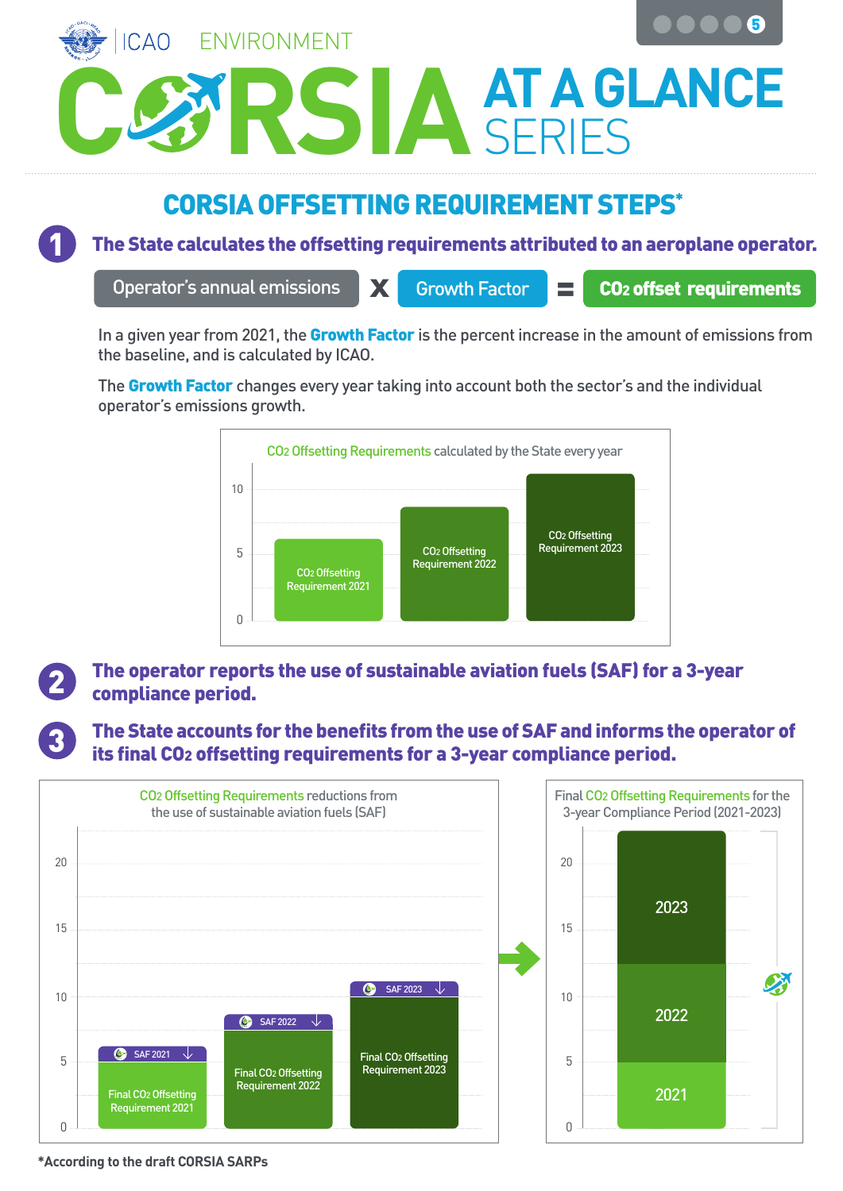ICAO ENVIRONMENT

# CORSIA AT A GLANCE SERIES

## CORSIA OFFSETTING REQUIREMENT STEPS*

### 1 The State calculates the offsetting requirements attributed to an aeroplane operator.

Operator's annual emissions **X** Growth Factor **=** **$CO_2$ offset requirements**

In a given year from 2021, the **Growth Factor** is the percent increase in the amount of emissions from the baseline, and is calculated by ICAO.

The **Growth Factor** changes every year taking into account both the sector's and the individual operator's emissions growth.

$CO_2$ Offsetting Requirements calculated by the State every year

- $CO_2$ Offsetting Requirement 2021
- $CO_2$ Offsetting Requirement 2022
- $CO_2$ Offsetting Requirement 2023

### 2 The operator reports the use of sustainable aviation fuels (SAF) for a 3-year compliance period.

### 3 The State accounts for the benefits from the use of SAF and informs the operator of its final $CO_2$ offsetting requirements for a 3-year compliance period.

$CO_2$ Offsetting Requirements reductions from the use of sustainable aviation fuels (SAF)

- SAF 2021 — Final $CO_2$ Offsetting Requirement 2021
- SAF 2022 — Final $CO_2$ Offsetting Requirement 2022
- SAF 2023 — Final $CO_2$ Offsetting Requirement 2023

Final $CO_2$ Offsetting Requirements for the 3-year Compliance Period (2021-2023)

- 2021
- 2022
- 2023

*According to the draft CORSIA SARPs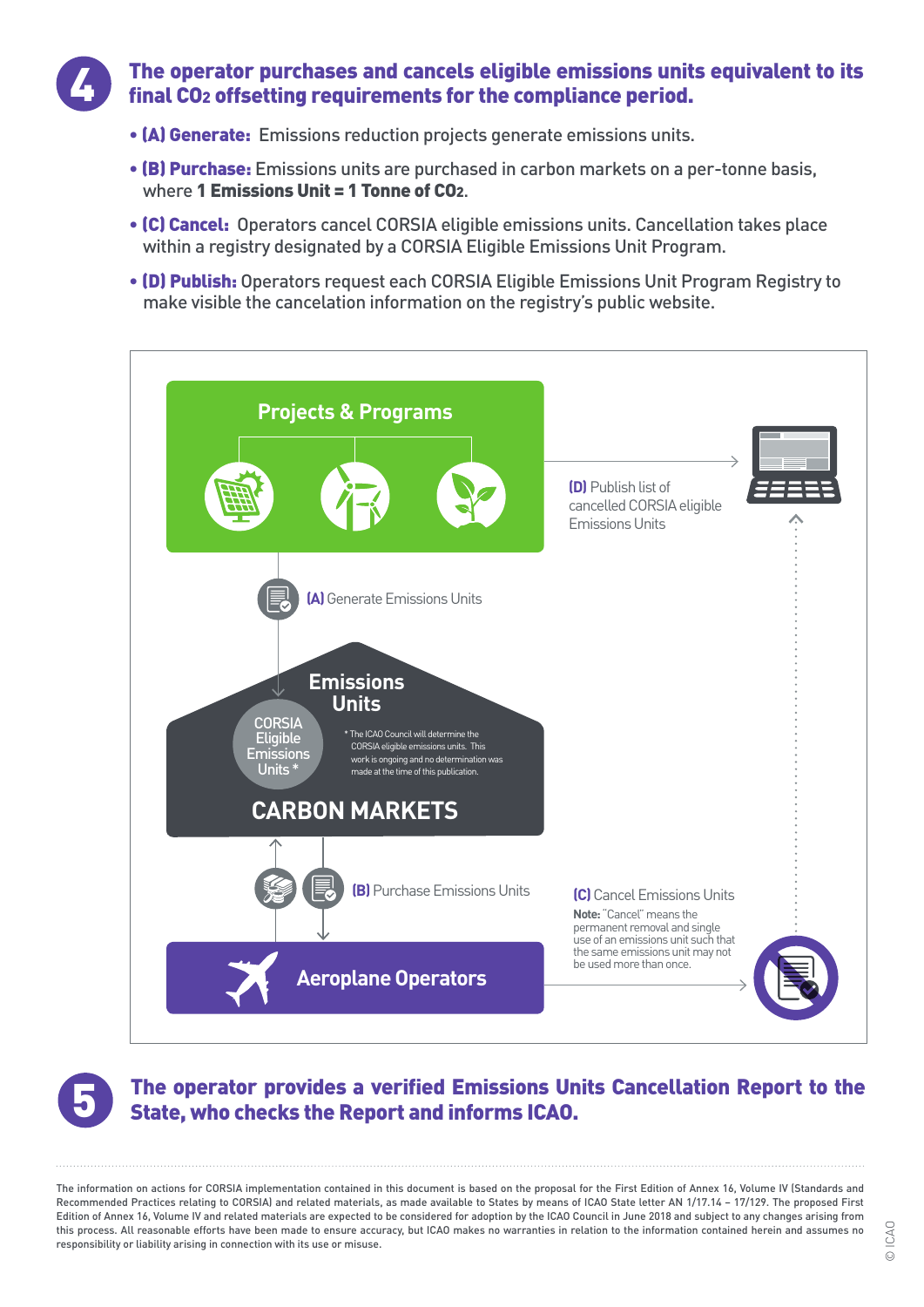## 4 The operator purchases and cancels eligible emissions units equivalent to its final $CO_2$ offsetting requirements for the compliance period.

- **(A) Generate:** Emissions reduction projects generate emissions units.
- **(B) Purchase:** Emissions units are purchased in carbon markets on a per-tonne basis, where **1 Emissions Unit = 1 Tonne of $CO_2$**.
- **(C) Cancel:** Operators cancel CORSIA eligible emissions units. Cancellation takes place within a registry designated by a CORSIA Eligible Emissions Unit Program.
- **(D) Publish:** Operators request each CORSIA Eligible Emissions Unit Program Registry to make visible the cancelation information on the registry's public website.

Projects & Programs

**(D)** Publish list of cancelled CORSIA eligible Emissions Units

**(A)** Generate Emissions Units

Emissions Units

CORSIA Eligible Emissions Units *

* The ICAO Council will determine the CORSIA eligible emissions units. This work is ongoing and no determination was made at the time of this publication.

CARBON MARKETS

**(B)** Purchase Emissions Units

**(C)** Cancel Emissions Units

**Note:** "Cancel" means the permanent removal and single use of an emissions unit such that the same emissions unit may not be used more than once.

Aeroplane Operators

## 5 The operator provides a verified Emissions Units Cancellation Report to the State, who checks the Report and informs ICAO.

The information on actions for CORSIA implementation contained in this document is based on the proposal for the First Edition of Annex 16, Volume IV (Standards and Recommended Practices relating to CORSIA) and related materials, as made available to States by means of ICAO State letter AN 1/17.14 – 17/129. The proposed First Edition of Annex 16, Volume IV and related materials are expected to be considered for adoption by the ICAO Council in June 2018 and subject to any changes arising from this process. All reasonable efforts have been made to ensure accuracy, but ICAO makes no warranties in relation to the information contained herein and assumes no responsibility or liability arising in connection with its use or misuse.

© ICAO